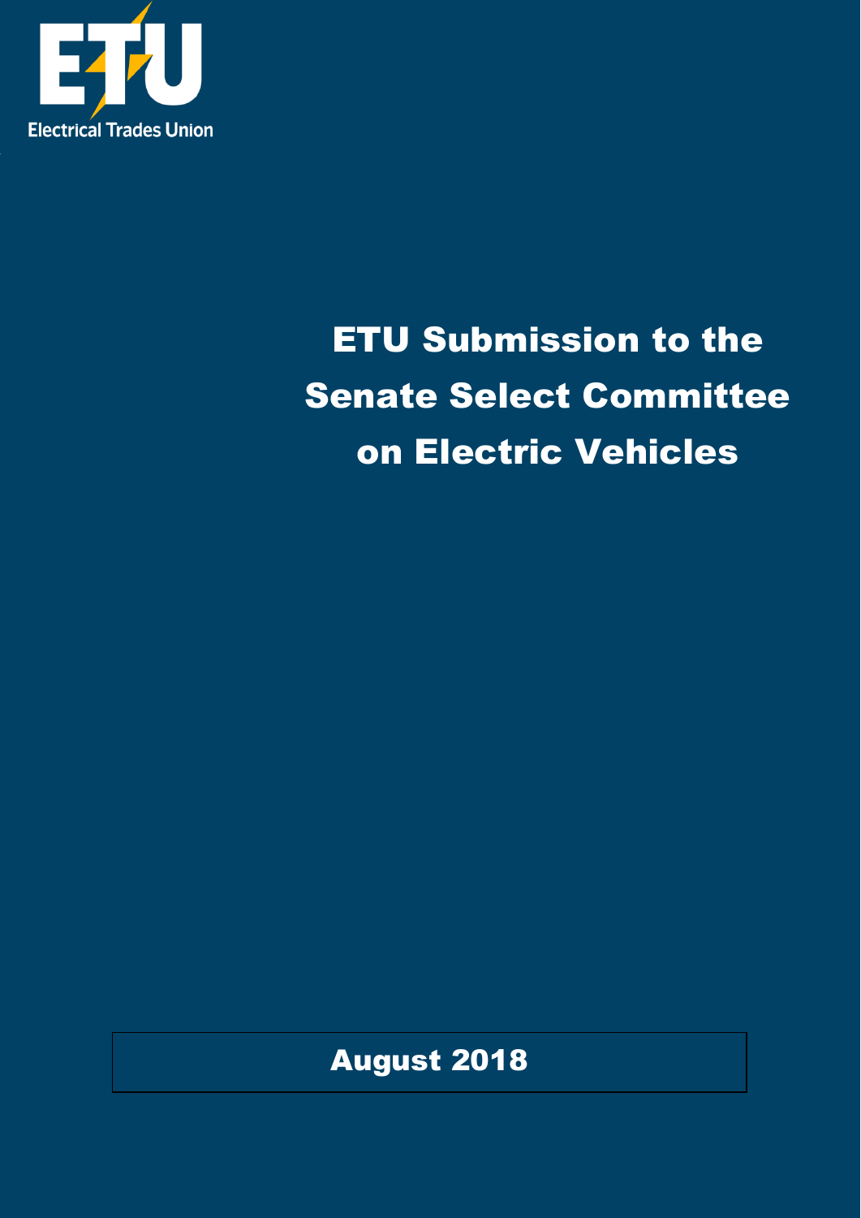ETU

Electrical Trades Union

# ETU Submission to the Senate Select Committee on Electric Vehicles

**August 2018**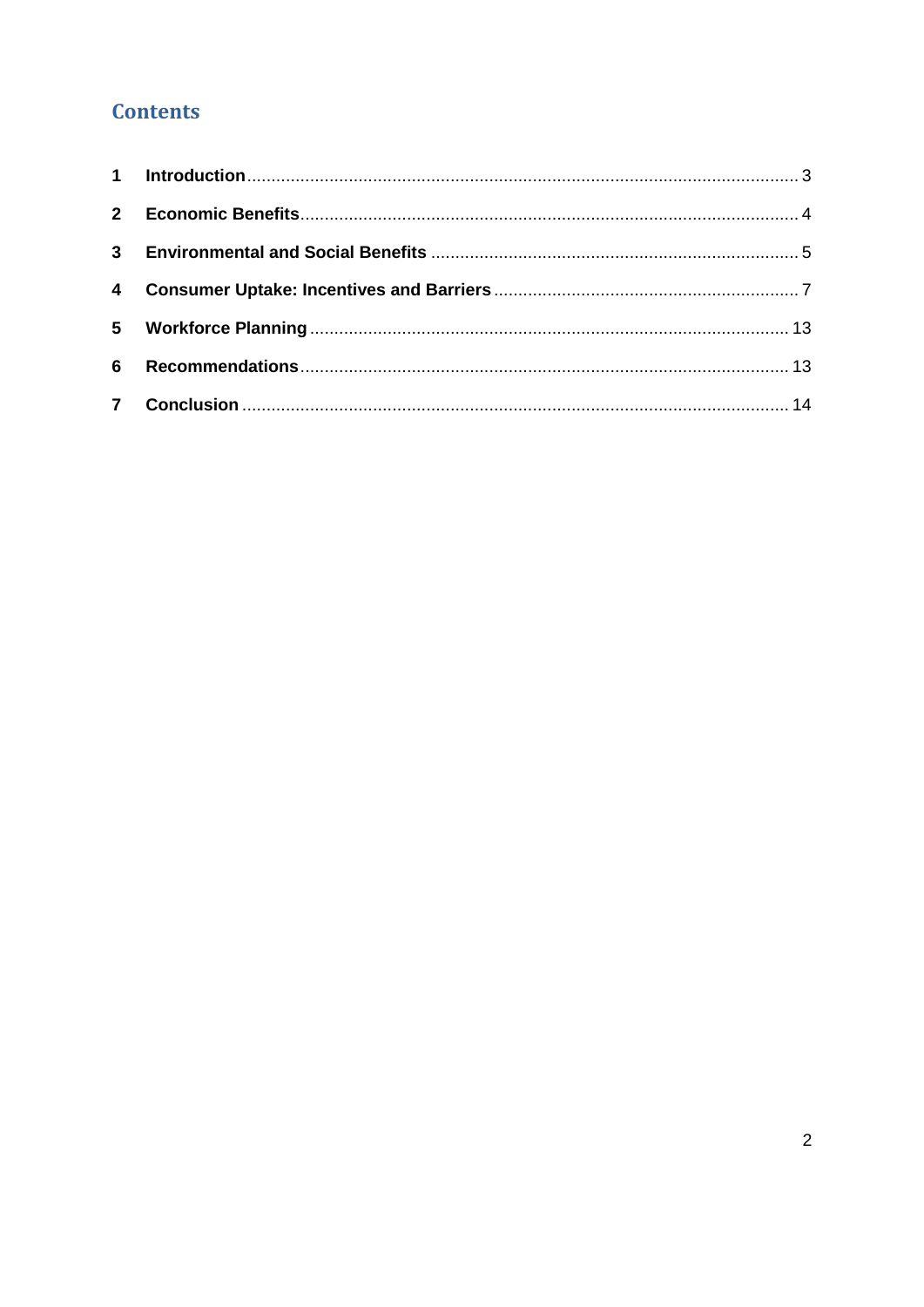# Contents

1 **Introduction** .......... 3

2 **Economic Benefits** .......... 4

3 **Environmental and Social Benefits** .......... 5

4 **Consumer Uptake: Incentives and Barriers** .......... 7

5 **Workforce Planning** .......... 13

6 **Recommendations** .......... 13

7 **Conclusion** .......... 14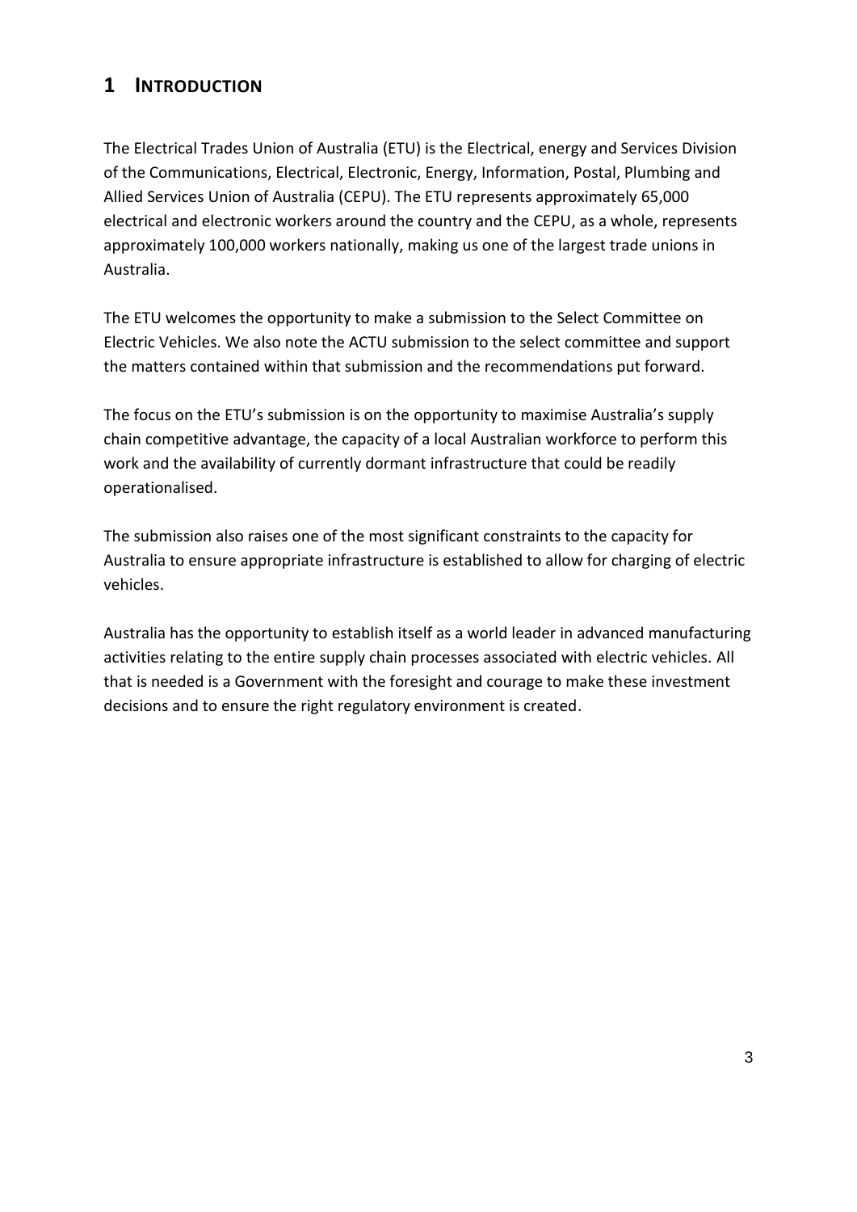# 1 INTRODUCTION

The Electrical Trades Union of Australia (ETU) is the Electrical, energy and Services Division of the Communications, Electrical, Electronic, Energy, Information, Postal, Plumbing and Allied Services Union of Australia (CEPU). The ETU represents approximately 65,000 electrical and electronic workers around the country and the CEPU, as a whole, represents approximately 100,000 workers nationally, making us one of the largest trade unions in Australia.

The ETU welcomes the opportunity to make a submission to the Select Committee on Electric Vehicles. We also note the ACTU submission to the select committee and support the matters contained within that submission and the recommendations put forward.

The focus on the ETU's submission is on the opportunity to maximise Australia's supply chain competitive advantage, the capacity of a local Australian workforce to perform this work and the availability of currently dormant infrastructure that could be readily operationalised.

The submission also raises one of the most significant constraints to the capacity for Australia to ensure appropriate infrastructure is established to allow for charging of electric vehicles.

Australia has the opportunity to establish itself as a world leader in advanced manufacturing activities relating to the entire supply chain processes associated with electric vehicles. All that is needed is a Government with the foresight and courage to make these investment decisions and to ensure the right regulatory environment is created.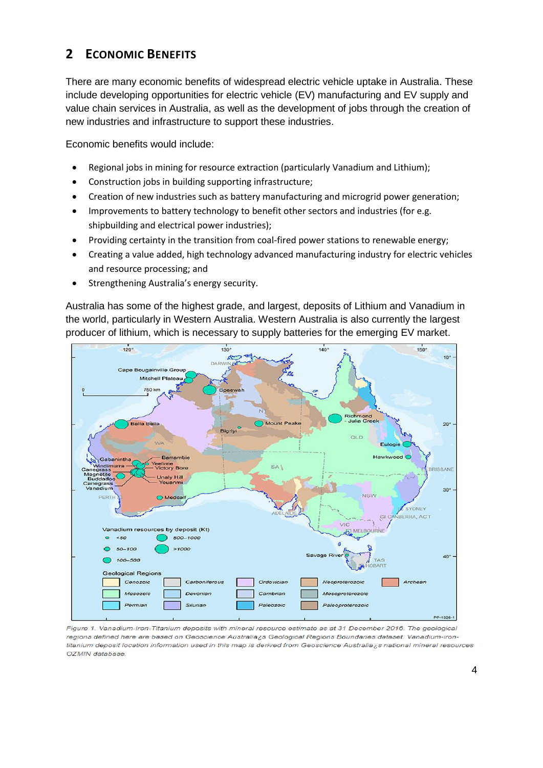## 2 ECONOMIC BENEFITS

There are many economic benefits of widespread electric vehicle uptake in Australia. These include developing opportunities for electric vehicle (EV) manufacturing and EV supply and value chain services in Australia, as well as the development of jobs through the creation of new industries and infrastructure to support these industries.

Economic benefits would include:

- Regional jobs in mining for resource extraction (particularly Vanadium and Lithium);
- Construction jobs in building supporting infrastructure;
- Creation of new industries such as battery manufacturing and microgrid power generation;
- Improvements to battery technology to benefit other sectors and industries (for e.g. shipbuilding and electrical power industries);
- Providing certainty in the transition from coal-fired power stations to renewable energy;
- Creating a value added, high technology advanced manufacturing industry for electric vehicles and resource processing; and
- Strengthening Australia's energy security.

Australia has some of the highest grade, and largest, deposits of Lithium and Vanadium in the world, particularly in Western Australia. Western Australia is also currently the largest producer of lithium, which is necessary to supply batteries for the emerging EV market.

*Figure 1. Vanadium-Iron-Titanium deposits with mineral resource estimate as at 31 December 2016. The geological regions defined here are based on Geoscience Australia¿s Geological Regions Boundaries dataset. Vanadium-iron-titanium deposit location information used in this map is derived from Geoscience Australia¿s national mineral resources OZMIN database.*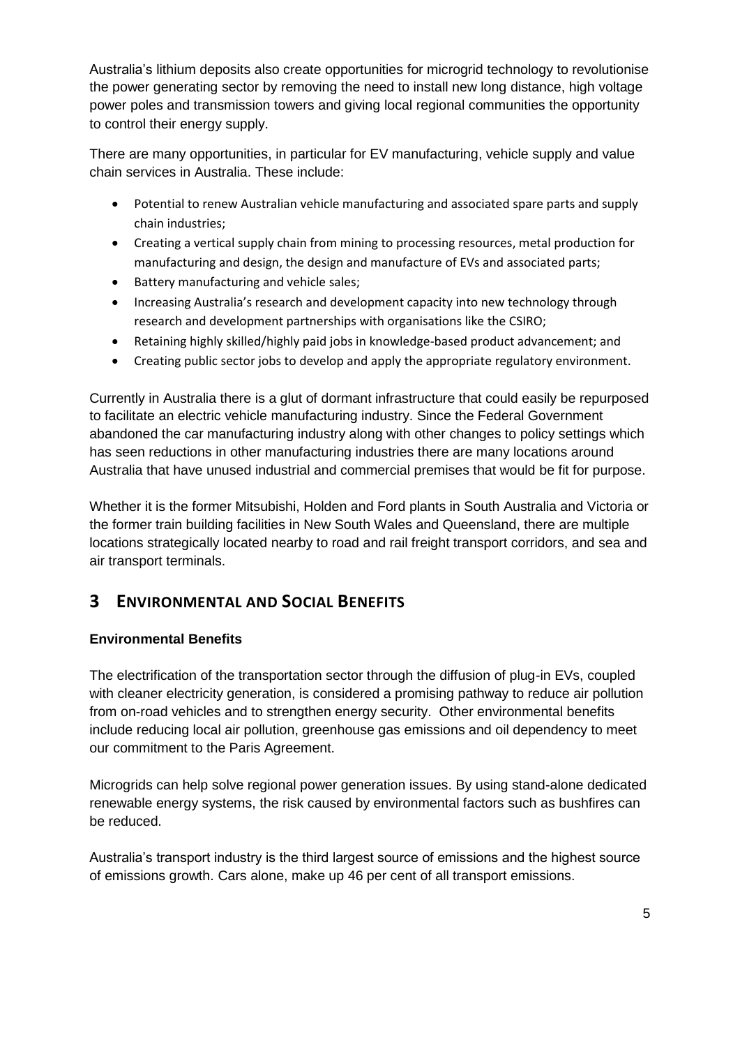Australia's lithium deposits also create opportunities for microgrid technology to revolutionise the power generating sector by removing the need to install new long distance, high voltage power poles and transmission towers and giving local regional communities the opportunity to control their energy supply.

There are many opportunities, in particular for EV manufacturing, vehicle supply and value chain services in Australia. These include:

- Potential to renew Australian vehicle manufacturing and associated spare parts and supply chain industries;
- Creating a vertical supply chain from mining to processing resources, metal production for manufacturing and design, the design and manufacture of EVs and associated parts;
- Battery manufacturing and vehicle sales;
- Increasing Australia's research and development capacity into new technology through research and development partnerships with organisations like the CSIRO;
- Retaining highly skilled/highly paid jobs in knowledge-based product advancement; and
- Creating public sector jobs to develop and apply the appropriate regulatory environment.

Currently in Australia there is a glut of dormant infrastructure that could easily be repurposed to facilitate an electric vehicle manufacturing industry. Since the Federal Government abandoned the car manufacturing industry along with other changes to policy settings which has seen reductions in other manufacturing industries there are many locations around Australia that have unused industrial and commercial premises that would be fit for purpose.

Whether it is the former Mitsubishi, Holden and Ford plants in South Australia and Victoria or the former train building facilities in New South Wales and Queensland, there are multiple locations strategically located nearby to road and rail freight transport corridors, and sea and air transport terminals.

## 3 ENVIRONMENTAL AND SOCIAL BENEFITS

### Environmental Benefits

The electrification of the transportation sector through the diffusion of plug-in EVs, coupled with cleaner electricity generation, is considered a promising pathway to reduce air pollution from on-road vehicles and to strengthen energy security. Other environmental benefits include reducing local air pollution, greenhouse gas emissions and oil dependency to meet our commitment to the Paris Agreement.

Microgrids can help solve regional power generation issues. By using stand-alone dedicated renewable energy systems, the risk caused by environmental factors such as bushfires can be reduced.

Australia's transport industry is the third largest source of emissions and the highest source of emissions growth. Cars alone, make up 46 per cent of all transport emissions.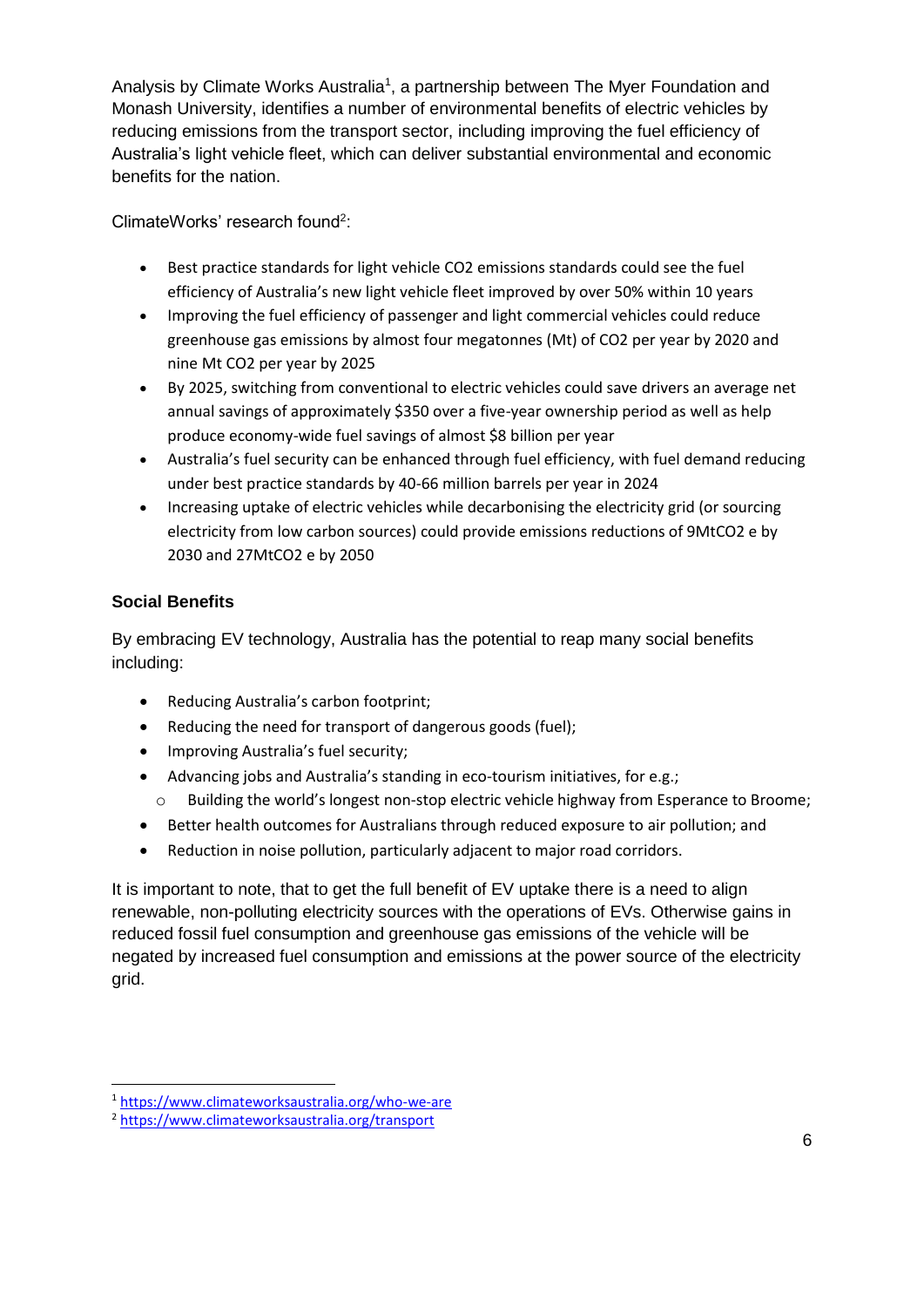Analysis by Climate Works Australia[1], a partnership between The Myer Foundation and Monash University, identifies a number of environmental benefits of electric vehicles by reducing emissions from the transport sector, including improving the fuel efficiency of Australia's light vehicle fleet, which can deliver substantial environmental and economic benefits for the nation.

ClimateWorks' research found[2]:

- Best practice standards for light vehicle CO2 emissions standards could see the fuel efficiency of Australia's new light vehicle fleet improved by over 50% within 10 years
- Improving the fuel efficiency of passenger and light commercial vehicles could reduce greenhouse gas emissions by almost four megatonnes (Mt) of CO2 per year by 2020 and nine Mt CO2 per year by 2025
- By 2025, switching from conventional to electric vehicles could save drivers an average net annual savings of approximately $350 over a five-year ownership period as well as help produce economy-wide fuel savings of almost $8 billion per year
- Australia's fuel security can be enhanced through fuel efficiency, with fuel demand reducing under best practice standards by 40-66 million barrels per year in 2024
- Increasing uptake of electric vehicles while decarbonising the electricity grid (or sourcing electricity from low carbon sources) could provide emissions reductions of 9MtCO2 e by 2030 and 27MtCO2 e by 2050

**Social Benefits**

By embracing EV technology, Australia has the potential to reap many social benefits including:

- Reducing Australia's carbon footprint;
- Reducing the need for transport of dangerous goods (fuel);
- Improving Australia's fuel security;
- Advancing jobs and Australia's standing in eco-tourism initiatives, for e.g.;
  - Building the world's longest non-stop electric vehicle highway from Esperance to Broome;
- Better health outcomes for Australians through reduced exposure to air pollution; and
- Reduction in noise pollution, particularly adjacent to major road corridors.

It is important to note, that to get the full benefit of EV uptake there is a need to align renewable, non-polluting electricity sources with the operations of EVs. Otherwise gains in reduced fossil fuel consumption and greenhouse gas emissions of the vehicle will be negated by increased fuel consumption and emissions at the power source of the electricity grid.

[1] https://www.climateworksaustralia.org/who-we-are

[2] https://www.climateworksaustralia.org/transport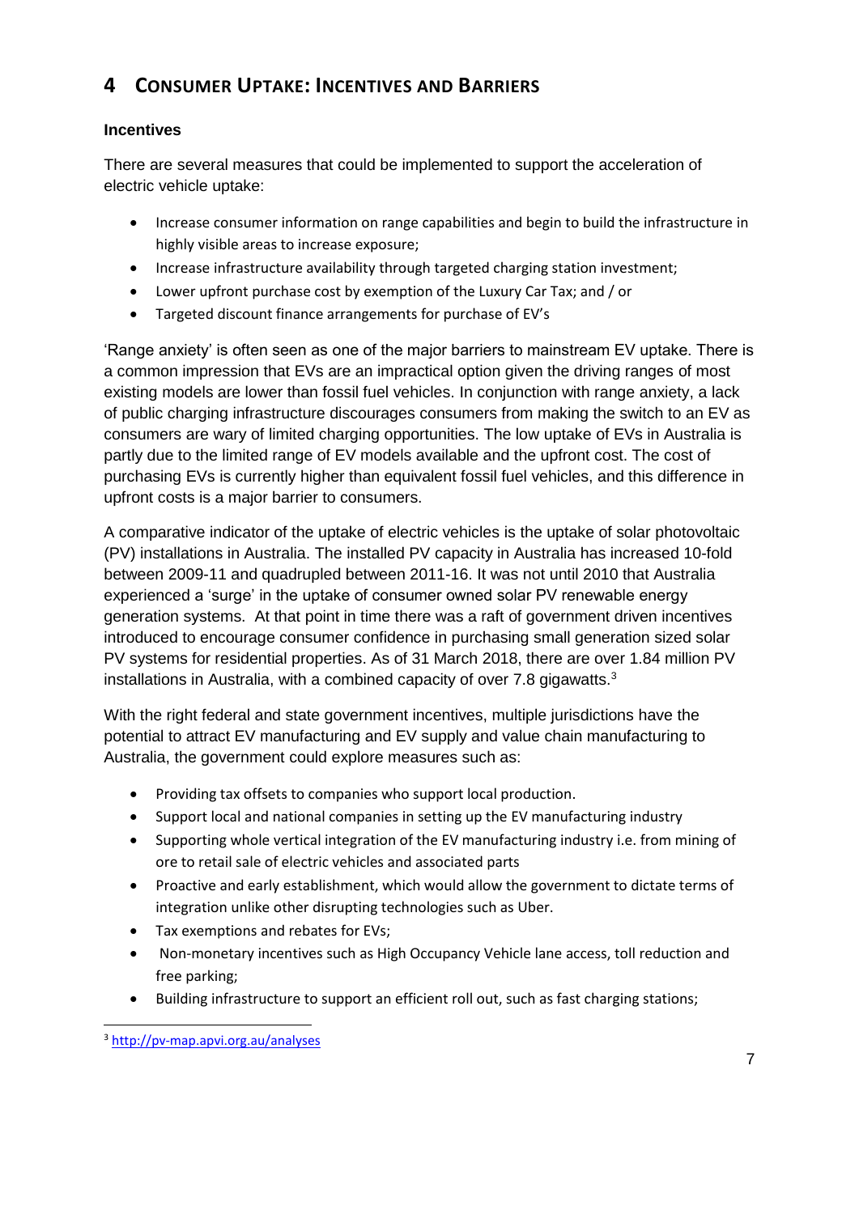## 4 CONSUMER UPTAKE: INCENTIVES AND BARRIERS

**Incentives**

There are several measures that could be implemented to support the acceleration of electric vehicle uptake:

- Increase consumer information on range capabilities and begin to build the infrastructure in highly visible areas to increase exposure;
- Increase infrastructure availability through targeted charging station investment;
- Lower upfront purchase cost by exemption of the Luxury Car Tax; and / or
- Targeted discount finance arrangements for purchase of EV's

'Range anxiety' is often seen as one of the major barriers to mainstream EV uptake. There is a common impression that EVs are an impractical option given the driving ranges of most existing models are lower than fossil fuel vehicles. In conjunction with range anxiety, a lack of public charging infrastructure discourages consumers from making the switch to an EV as consumers are wary of limited charging opportunities. The low uptake of EVs in Australia is partly due to the limited range of EV models available and the upfront cost. The cost of purchasing EVs is currently higher than equivalent fossil fuel vehicles, and this difference in upfront costs is a major barrier to consumers.

A comparative indicator of the uptake of electric vehicles is the uptake of solar photovoltaic (PV) installations in Australia. The installed PV capacity in Australia has increased 10-fold between 2009-11 and quadrupled between 2011-16. It was not until 2010 that Australia experienced a 'surge' in the uptake of consumer owned solar PV renewable energy generation systems. At that point in time there was a raft of government driven incentives introduced to encourage consumer confidence in purchasing small generation sized solar PV systems for residential properties. As of 31 March 2018, there are over 1.84 million PV installations in Australia, with a combined capacity of over 7.8 gigawatts.[3]

With the right federal and state government incentives, multiple jurisdictions have the potential to attract EV manufacturing and EV supply and value chain manufacturing to Australia, the government could explore measures such as:

- Providing tax offsets to companies who support local production.
- Support local and national companies in setting up the EV manufacturing industry
- Supporting whole vertical integration of the EV manufacturing industry i.e. from mining of ore to retail sale of electric vehicles and associated parts
- Proactive and early establishment, which would allow the government to dictate terms of integration unlike other disrupting technologies such as Uber.
- Tax exemptions and rebates for EVs;
- Non-monetary incentives such as High Occupancy Vehicle lane access, toll reduction and free parking;
- Building infrastructure to support an efficient roll out, such as fast charging stations;

[3] http://pv-map.apvi.org.au/analyses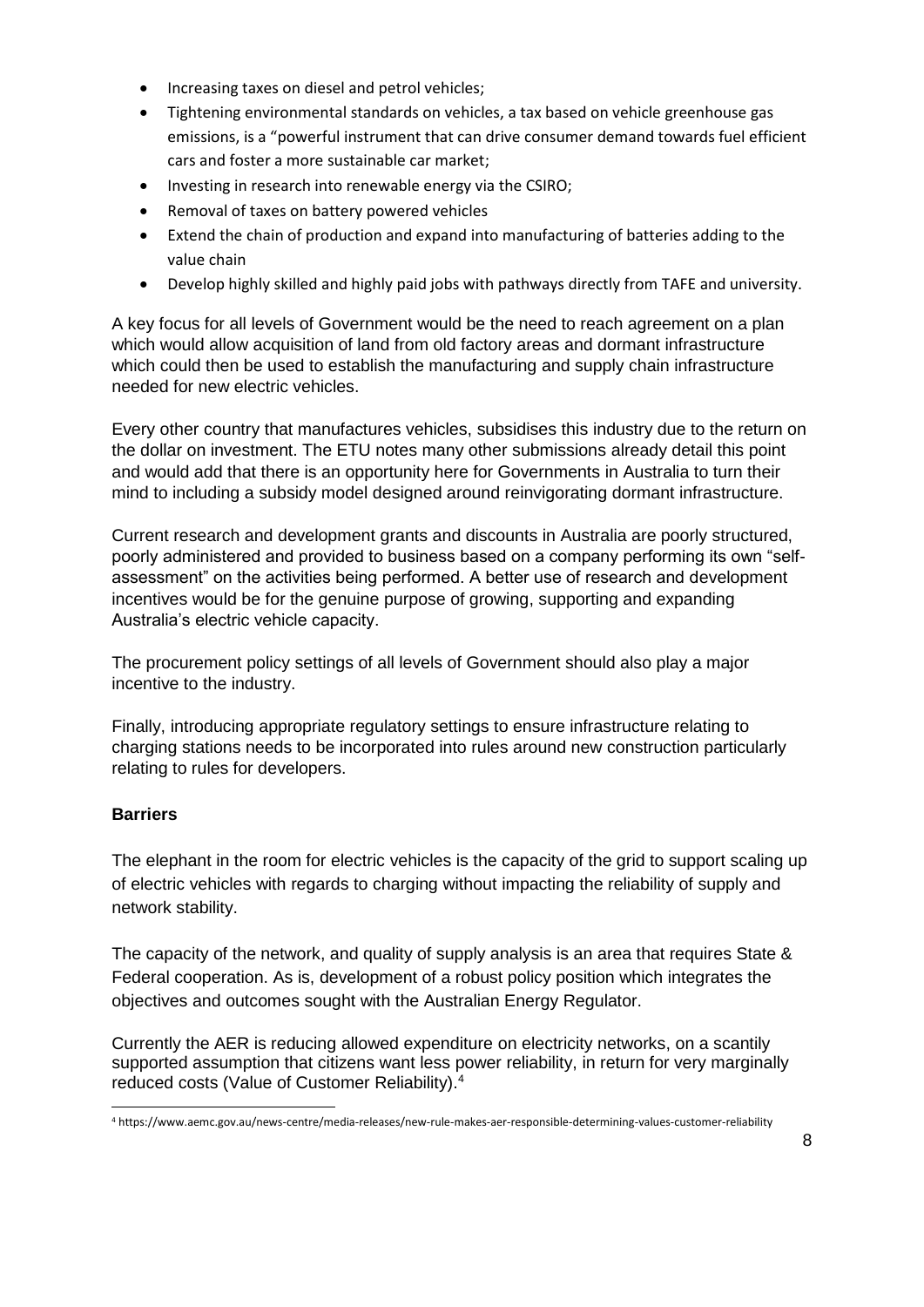- Increasing taxes on diesel and petrol vehicles;
- Tightening environmental standards on vehicles, a tax based on vehicle greenhouse gas emissions, is a "powerful instrument that can drive consumer demand towards fuel efficient cars and foster a more sustainable car market;
- Investing in research into renewable energy via the CSIRO;
- Removal of taxes on battery powered vehicles
- Extend the chain of production and expand into manufacturing of batteries adding to the value chain
- Develop highly skilled and highly paid jobs with pathways directly from TAFE and university.

A key focus for all levels of Government would be the need to reach agreement on a plan which would allow acquisition of land from old factory areas and dormant infrastructure which could then be used to establish the manufacturing and supply chain infrastructure needed for new electric vehicles.

Every other country that manufactures vehicles, subsidises this industry due to the return on the dollar on investment. The ETU notes many other submissions already detail this point and would add that there is an opportunity here for Governments in Australia to turn their mind to including a subsidy model designed around reinvigorating dormant infrastructure.

Current research and development grants and discounts in Australia are poorly structured, poorly administered and provided to business based on a company performing its own "self-assessment" on the activities being performed. A better use of research and development incentives would be for the genuine purpose of growing, supporting and expanding Australia's electric vehicle capacity.

The procurement policy settings of all levels of Government should also play a major incentive to the industry.

Finally, introducing appropriate regulatory settings to ensure infrastructure relating to charging stations needs to be incorporated into rules around new construction particularly relating to rules for developers.

**Barriers**

The elephant in the room for electric vehicles is the capacity of the grid to support scaling up of electric vehicles with regards to charging without impacting the reliability of supply and network stability.

The capacity of the network, and quality of supply analysis is an area that requires State & Federal cooperation. As is, development of a robust policy position which integrates the objectives and outcomes sought with the Australian Energy Regulator.

Currently the AER is reducing allowed expenditure on electricity networks, on a scantily supported assumption that citizens want less power reliability, in return for very marginally reduced costs (Value of Customer Reliability).[4]

[4] https://www.aemc.gov.au/news-centre/media-releases/new-rule-makes-aer-responsible-determining-values-customer-reliability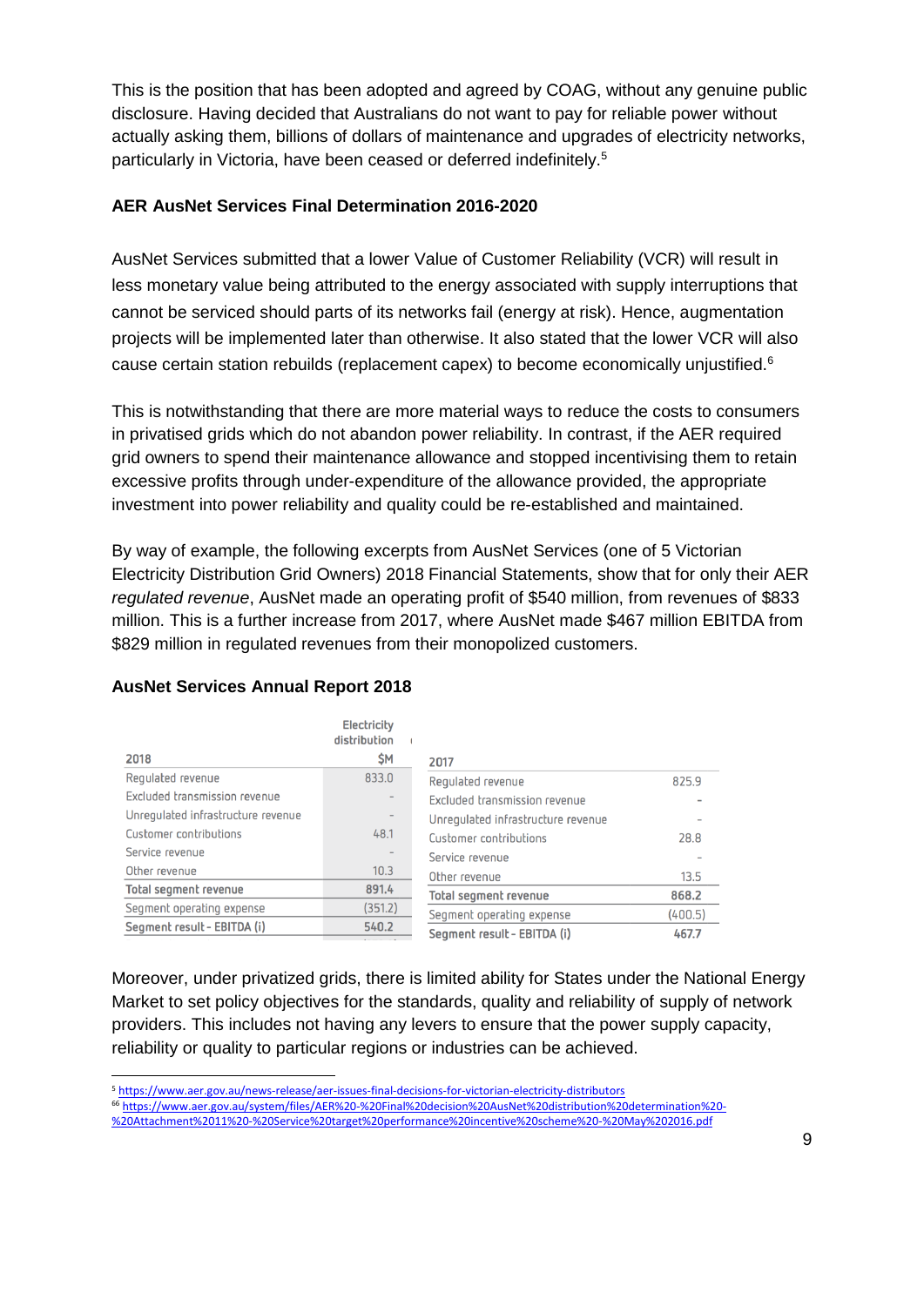This is the position that has been adopted and agreed by COAG, without any genuine public disclosure. Having decided that Australians do not want to pay for reliable power without actually asking them, billions of dollars of maintenance and upgrades of electricity networks, particularly in Victoria, have been ceased or deferred indefinitely.[5]

**AER AusNet Services Final Determination 2016-2020**

AusNet Services submitted that a lower Value of Customer Reliability (VCR) will result in less monetary value being attributed to the energy associated with supply interruptions that cannot be serviced should parts of its networks fail (energy at risk). Hence, augmentation projects will be implemented later than otherwise. It also stated that the lower VCR will also cause certain station rebuilds (replacement capex) to become economically unjustified.[6]

This is notwithstanding that there are more material ways to reduce the costs to consumers in privatised grids which do not abandon power reliability. In contrast, if the AER required grid owners to spend their maintenance allowance and stopped incentivising them to retain excessive profits through under-expenditure of the allowance provided, the appropriate investment into power reliability and quality could be re-established and maintained.

By way of example, the following excerpts from AusNet Services (one of 5 Victorian Electricity Distribution Grid Owners) 2018 Financial Statements, show that for only their AER *regulated revenue*, AusNet made an operating profit of $540 million, from revenues of $833 million. This is a further increase from 2017, where AusNet made $467 million EBITDA from $829 million in regulated revenues from their monopolized customers.

**AusNet Services Annual Report 2018**

| 2018 | Electricity distribution $M |
|---|---|
| Regulated revenue | 833.0 |
| Excluded transmission revenue | - |
| Unregulated infrastructure revenue | - |
| Customer contributions | 48.1 |
| Service revenue | - |
| Other revenue | 10.3 |
| **Total segment revenue** | **891.4** |
| Segment operating expense | (351.2) |
| **Segment result - EBITDA (i)** | **540.2** |

| 2017 | |
|---|---|
| Regulated revenue | 825.9 |
| Excluded transmission revenue | - |
| Unregulated infrastructure revenue | - |
| Customer contributions | 28.8 |
| Service revenue | - |
| Other revenue | 13.5 |
| **Total segment revenue** | **868.2** |
| Segment operating expense | (400.5) |
| **Segment result - EBITDA (i)** | **467.7** |

Moreover, under privatized grids, there is limited ability for States under the National Energy Market to set policy objectives for the standards, quality and reliability of supply of network providers. This includes not having any levers to ensure that the power supply capacity, reliability or quality to particular regions or industries can be achieved.

---

[5] https://www.aer.gov.au/news-release/aer-issues-final-decisions-for-victorian-electricity-distributors

[6] https://www.aer.gov.au/system/files/AER%20-%20Final%20decision%20AusNet%20distribution%20determination%20-%20Attachment%2011%20-%20Service%20target%20performance%20incentive%20scheme%20-%20May%202016.pdf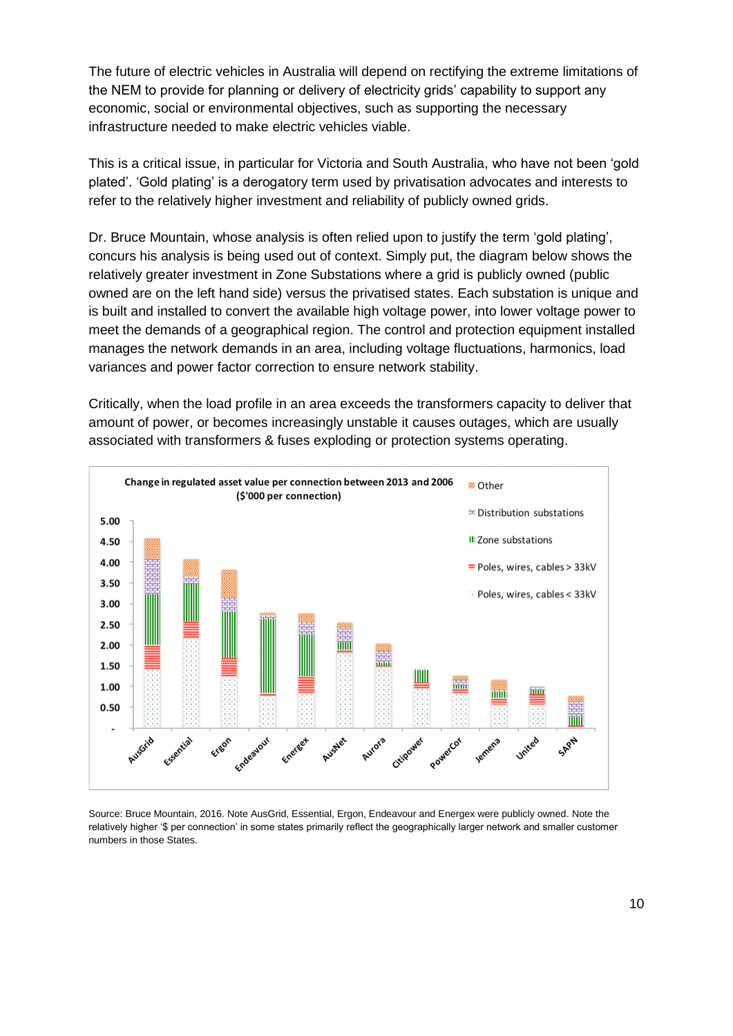The future of electric vehicles in Australia will depend on rectifying the extreme limitations of the NEM to provide for planning or delivery of electricity grids' capability to support any economic, social or environmental objectives, such as supporting the necessary infrastructure needed to make electric vehicles viable.

This is a critical issue, in particular for Victoria and South Australia, who have not been 'gold plated'. 'Gold plating' is a derogatory term used by privatisation advocates and interests to refer to the relatively higher investment and reliability of publicly owned grids.

Dr. Bruce Mountain, whose analysis is often relied upon to justify the term 'gold plating', concurs his analysis is being used out of context. Simply put, the diagram below shows the relatively greater investment in Zone Substations where a grid is publicly owned (public owned are on the left hand side) versus the privatised states. Each substation is unique and is built and installed to convert the available high voltage power, into lower voltage power to meet the demands of a geographical region. The control and protection equipment installed manages the network demands in an area, including voltage fluctuations, harmonics, load variances and power factor correction to ensure network stability.

Critically, when the load profile in an area exceeds the transformers capacity to deliver that amount of power, or becomes increasingly unstable it causes outages, which are usually associated with transformers & fuses exploding or protection systems operating.

**Change in regulated asset value per connection between 2013 and 2006 ($'000 per connection)**

Legend: Other; Distribution substations; Zone substations; Poles, wires, cables > 33kV; Poles, wires, cables < 33kV

Y-axis: -, 0.50, 1.00, 1.50, 2.00, 2.50, 3.00, 3.50, 4.00, 4.50, 5.00

X-axis: AusGrid, Essential, Ergon, Endeavour, Energex, AusNet, Aurora, Citipower, PowerCor, Jemena, United, SAPN

Source: Bruce Mountain, 2016. Note AusGrid, Essential, Ergon, Endeavour and Energex were publicly owned. Note the relatively higher '$ per connection' in some states primarily reflect the geographically larger network and smaller customer numbers in those States.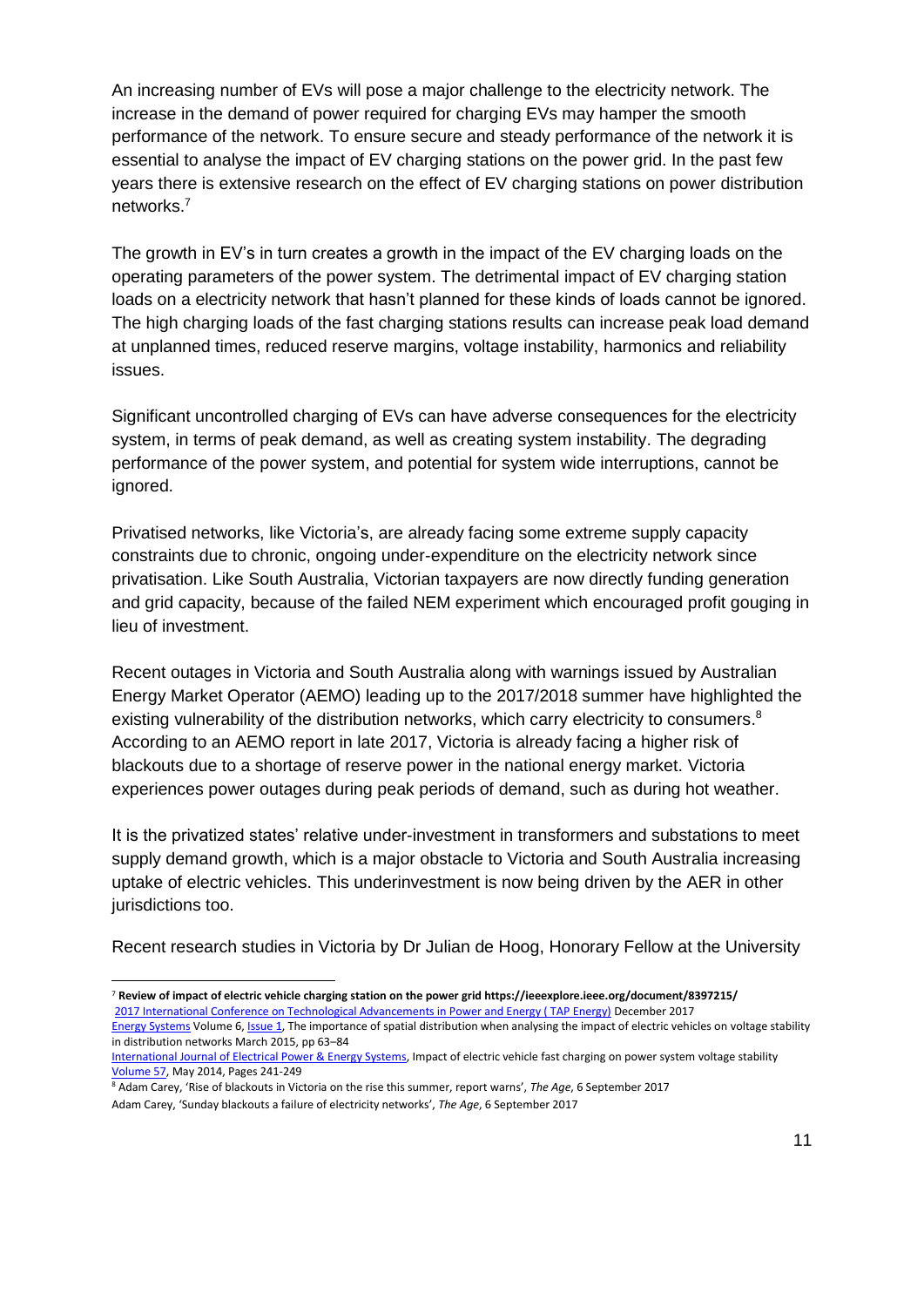An increasing number of EVs will pose a major challenge to the electricity network. The increase in the demand of power required for charging EVs may hamper the smooth performance of the network. To ensure secure and steady performance of the network it is essential to analyse the impact of EV charging stations on the power grid. In the past few years there is extensive research on the effect of EV charging stations on power distribution networks.[7]

The growth in EV's in turn creates a growth in the impact of the EV charging loads on the operating parameters of the power system. The detrimental impact of EV charging station loads on a electricity network that hasn't planned for these kinds of loads cannot be ignored. The high charging loads of the fast charging stations results can increase peak load demand at unplanned times, reduced reserve margins, voltage instability, harmonics and reliability issues.

Significant uncontrolled charging of EVs can have adverse consequences for the electricity system, in terms of peak demand, as well as creating system instability. The degrading performance of the power system, and potential for system wide interruptions, cannot be ignored.

Privatised networks, like Victoria's, are already facing some extreme supply capacity constraints due to chronic, ongoing under-expenditure on the electricity network since privatisation. Like South Australia, Victorian taxpayers are now directly funding generation and grid capacity, because of the failed NEM experiment which encouraged profit gouging in lieu of investment.

Recent outages in Victoria and South Australia along with warnings issued by Australian Energy Market Operator (AEMO) leading up to the 2017/2018 summer have highlighted the existing vulnerability of the distribution networks, which carry electricity to consumers.[8] According to an AEMO report in late 2017, Victoria is already facing a higher risk of blackouts due to a shortage of reserve power in the national energy market. Victoria experiences power outages during peak periods of demand, such as during hot weather.

It is the privatized states' relative under-investment in transformers and substations to meet supply demand growth, which is a major obstacle to Victoria and South Australia increasing uptake of electric vehicles. This underinvestment is now being driven by the AER in other jurisdictions too.

Recent research studies in Victoria by Dr Julian de Hoog, Honorary Fellow at the University

---

[7] **Review of impact of electric vehicle charging station on the power grid https://ieeexplore.ieee.org/document/8397215/**
2017 International Conference on Technological Advancements in Power and Energy ( TAP Energy) December 2017
Energy Systems Volume 6, Issue 1, The importance of spatial distribution when analysing the impact of electric vehicles on voltage stability in distribution networks March 2015, pp 63–84
International Journal of Electrical Power & Energy Systems, Impact of electric vehicle fast charging on power system voltage stability Volume 57, May 2014, Pages 241-249

[8] Adam Carey, 'Rise of blackouts in Victoria on the rise this summer, report warns', *The Age*, 6 September 2017
Adam Carey, 'Sunday blackouts a failure of electricity networks', *The Age*, 6 September 2017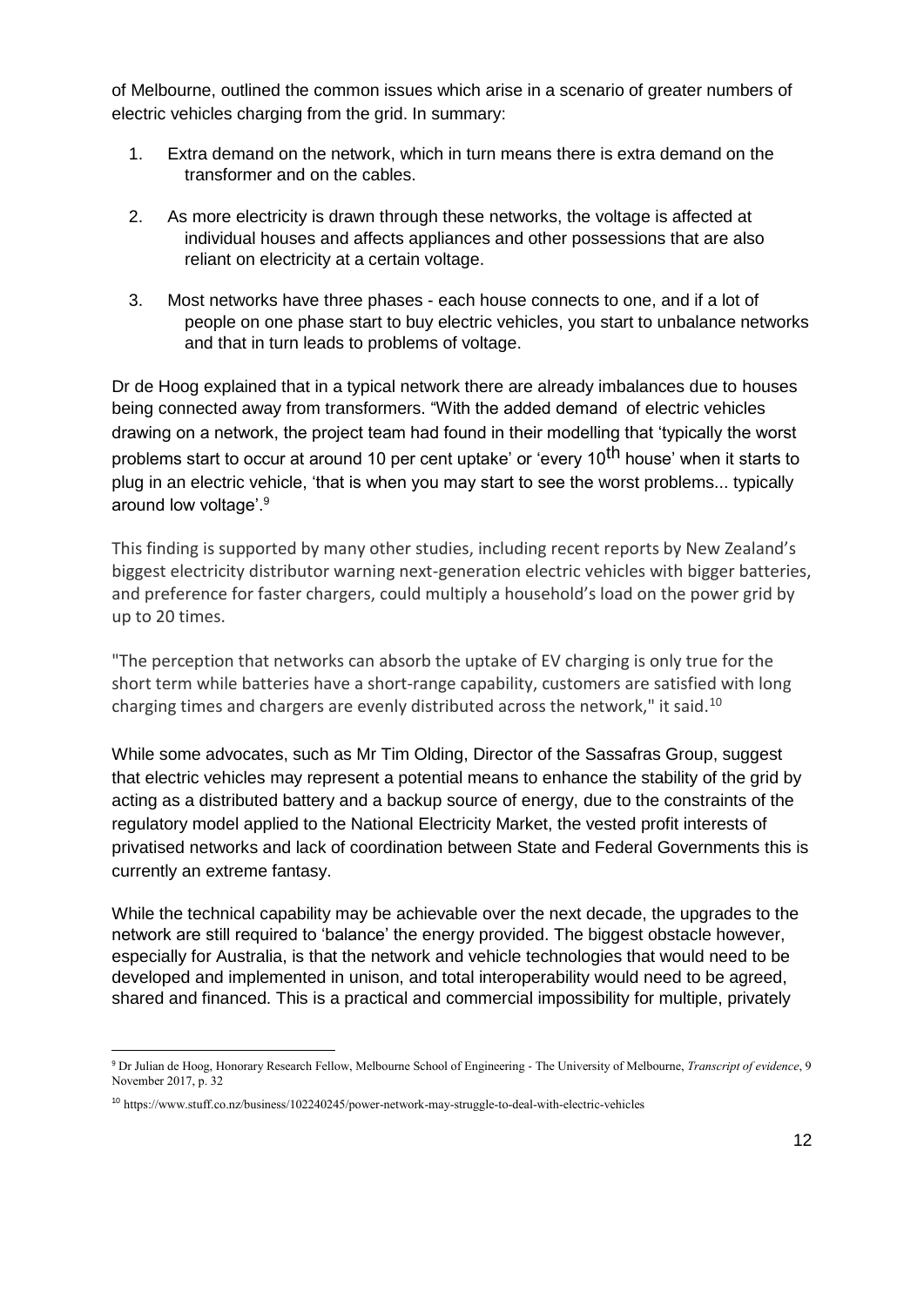of Melbourne, outlined the common issues which arise in a scenario of greater numbers of electric vehicles charging from the grid. In summary:

1. Extra demand on the network, which in turn means there is extra demand on the transformer and on the cables.
2. As more electricity is drawn through these networks, the voltage is affected at individual houses and affects appliances and other possessions that are also reliant on electricity at a certain voltage.
3. Most networks have three phases - each house connects to one, and if a lot of people on one phase start to buy electric vehicles, you start to unbalance networks and that in turn leads to problems of voltage.

Dr de Hoog explained that in a typical network there are already imbalances due to houses being connected away from transformers. "With the added demand of electric vehicles drawing on a network, the project team had found in their modelling that 'typically the worst problems start to occur at around 10 per cent uptake' or 'every 10th house' when it starts to plug in an electric vehicle, 'that is when you may start to see the worst problems... typically around low voltage'.[9]

This finding is supported by many other studies, including recent reports by New Zealand's biggest electricity distributor warning next-generation electric vehicles with bigger batteries, and preference for faster chargers, could multiply a household's load on the power grid by up to 20 times.

"The perception that networks can absorb the uptake of EV charging is only true for the short term while batteries have a short-range capability, customers are satisfied with long charging times and chargers are evenly distributed across the network," it said.[10]

While some advocates, such as Mr Tim Olding, Director of the Sassafras Group, suggest that electric vehicles may represent a potential means to enhance the stability of the grid by acting as a distributed battery and a backup source of energy, due to the constraints of the regulatory model applied to the National Electricity Market, the vested profit interests of privatised networks and lack of coordination between State and Federal Governments this is currently an extreme fantasy.

While the technical capability may be achievable over the next decade, the upgrades to the network are still required to 'balance' the energy provided. The biggest obstacle however, especially for Australia, is that the network and vehicle technologies that would need to be developed and implemented in unison, and total interoperability would need to be agreed, shared and financed. This is a practical and commercial impossibility for multiple, privately

---

[9] Dr Julian de Hoog, Honorary Research Fellow, Melbourne School of Engineering - The University of Melbourne, *Transcript of evidence*, 9 November 2017, p. 32

[10] https://www.stuff.co.nz/business/102240245/power-network-may-struggle-to-deal-with-electric-vehicles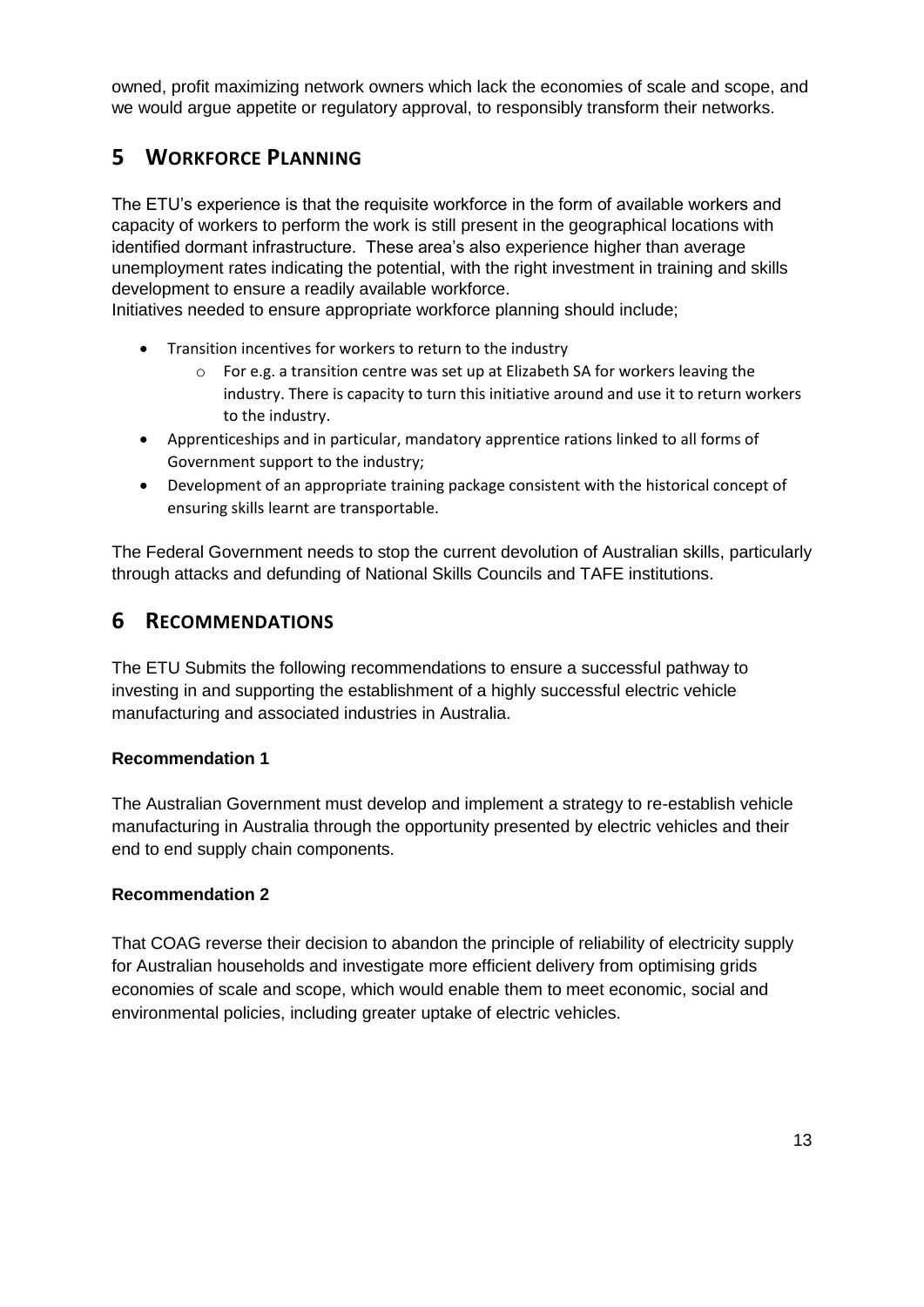owned, profit maximizing network owners which lack the economies of scale and scope, and we would argue appetite or regulatory approval, to responsibly transform their networks.

## 5 Workforce Planning

The ETU's experience is that the requisite workforce in the form of available workers and capacity of workers to perform the work is still present in the geographical locations with identified dormant infrastructure. These area's also experience higher than average unemployment rates indicating the potential, with the right investment in training and skills development to ensure a readily available workforce.
Initiatives needed to ensure appropriate workforce planning should include;

- Transition incentives for workers to return to the industry
  - For e.g. a transition centre was set up at Elizabeth SA for workers leaving the industry. There is capacity to turn this initiative around and use it to return workers to the industry.
- Apprenticeships and in particular, mandatory apprentice rations linked to all forms of Government support to the industry;
- Development of an appropriate training package consistent with the historical concept of ensuring skills learnt are transportable.

The Federal Government needs to stop the current devolution of Australian skills, particularly through attacks and defunding of National Skills Councils and TAFE institutions.

## 6 Recommendations

The ETU Submits the following recommendations to ensure a successful pathway to investing in and supporting the establishment of a highly successful electric vehicle manufacturing and associated industries in Australia.

**Recommendation 1**

The Australian Government must develop and implement a strategy to re-establish vehicle manufacturing in Australia through the opportunity presented by electric vehicles and their end to end supply chain components.

**Recommendation 2**

That COAG reverse their decision to abandon the principle of reliability of electricity supply for Australian households and investigate more efficient delivery from optimising grids economies of scale and scope, which would enable them to meet economic, social and environmental policies, including greater uptake of electric vehicles.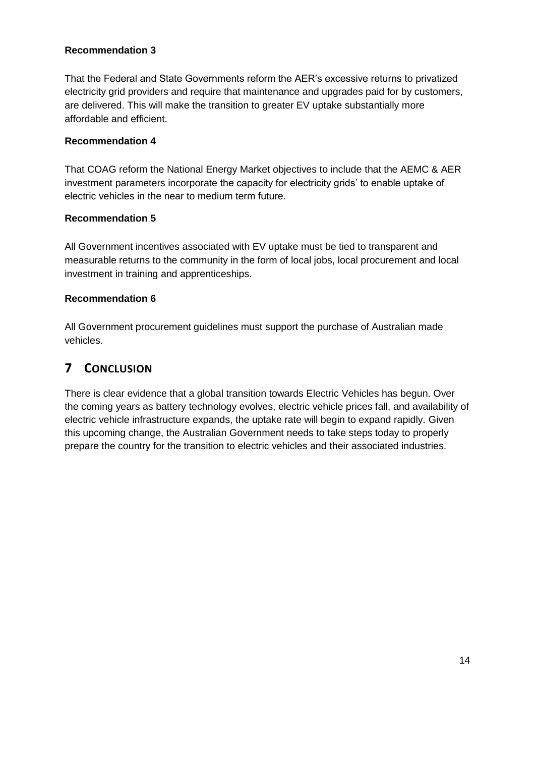**Recommendation 3**

That the Federal and State Governments reform the AER's excessive returns to privatized electricity grid providers and require that maintenance and upgrades paid for by customers, are delivered. This will make the transition to greater EV uptake substantially more affordable and efficient.

**Recommendation 4**

That COAG reform the National Energy Market objectives to include that the AEMC & AER investment parameters incorporate the capacity for electricity grids' to enable uptake of electric vehicles in the near to medium term future.

**Recommendation 5**

All Government incentives associated with EV uptake must be tied to transparent and measurable returns to the community in the form of local jobs, local procurement and local investment in training and apprenticeships.

**Recommendation 6**

All Government procurement guidelines must support the purchase of Australian made vehicles.

# 7 CONCLUSION

There is clear evidence that a global transition towards Electric Vehicles has begun. Over the coming years as battery technology evolves, electric vehicle prices fall, and availability of electric vehicle infrastructure expands, the uptake rate will begin to expand rapidly. Given this upcoming change, the Australian Government needs to take steps today to properly prepare the country for the transition to electric vehicles and their associated industries.